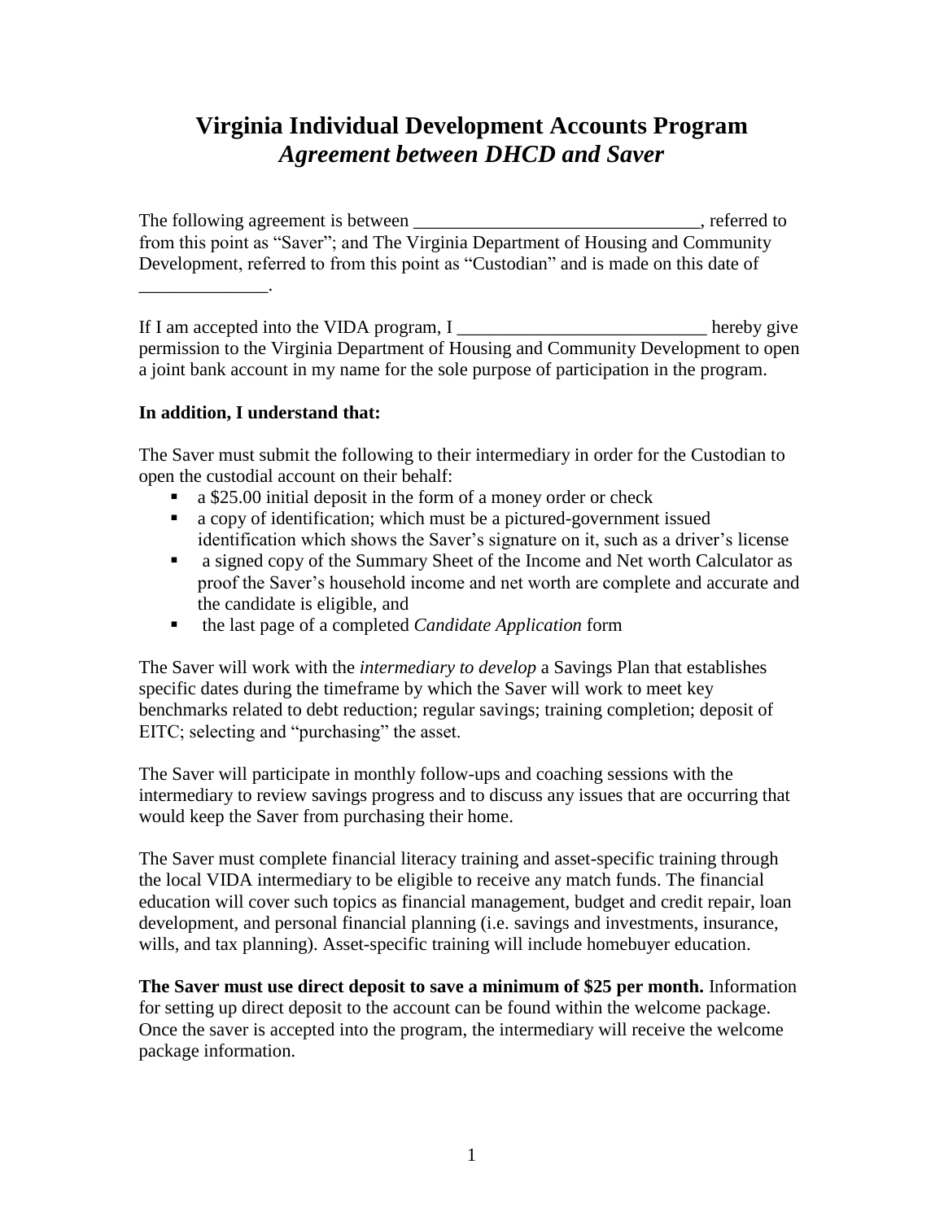# Virginia Individual Development Accounts Program
## *Agreement between DHCD and Saver*

The following agreement is between ______________________________, referred to from this point as "Saver"; and The Virginia Department of Housing and Community Development, referred to from this point as "Custodian" and is made on this date of ______________.

If I am accepted into the VIDA program, I ___________________________ hereby give permission to the Virginia Department of Housing and Community Development to open a joint bank account in my name for the sole purpose of participation in the program.

**In addition, I understand that:**

The Saver must submit the following to their intermediary in order for the Custodian to open the custodial account on their behalf:

- a $25.00 initial deposit in the form of a money order or check
- a copy of identification; which must be a pictured-government issued identification which shows the Saver's signature on it, such as a driver's license
- a signed copy of the Summary Sheet of the Income and Net worth Calculator as proof the Saver's household income and net worth are complete and accurate and the candidate is eligible, and
- the last page of a completed *Candidate Application* form

The Saver will work with the *intermediary to develop* a Savings Plan that establishes specific dates during the timeframe by which the Saver will work to meet key benchmarks related to debt reduction; regular savings; training completion; deposit of EITC; selecting and "purchasing" the asset.

The Saver will participate in monthly follow-ups and coaching sessions with the intermediary to review savings progress and to discuss any issues that are occurring that would keep the Saver from purchasing their home.

The Saver must complete financial literacy training and asset-specific training through the local VIDA intermediary to be eligible to receive any match funds. The financial education will cover such topics as financial management, budget and credit repair, loan development, and personal financial planning (i.e. savings and investments, insurance, wills, and tax planning). Asset-specific training will include homebuyer education.

**The Saver must use direct deposit to save a minimum of $25 per month.** Information for setting up direct deposit to the account can be found within the welcome package. Once the saver is accepted into the program, the intermediary will receive the welcome package information.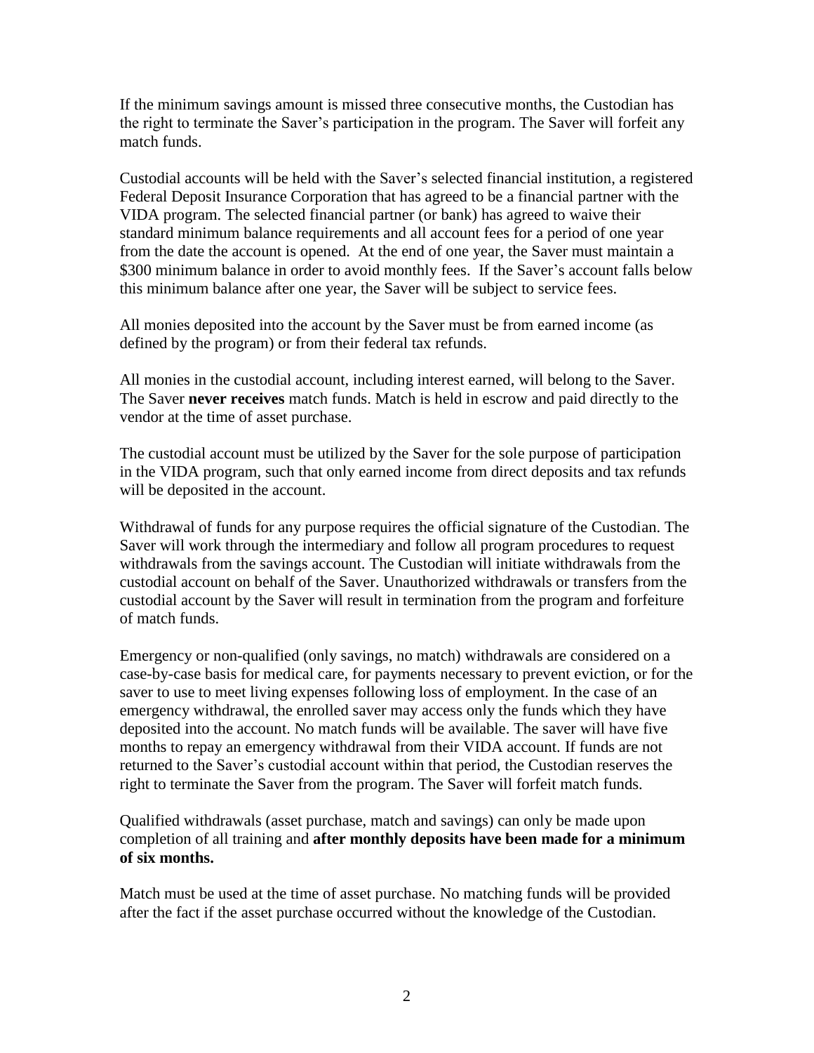If the minimum savings amount is missed three consecutive months, the Custodian has the right to terminate the Saver's participation in the program. The Saver will forfeit any match funds.

Custodial accounts will be held with the Saver's selected financial institution, a registered Federal Deposit Insurance Corporation that has agreed to be a financial partner with the VIDA program. The selected financial partner (or bank) has agreed to waive their standard minimum balance requirements and all account fees for a period of one year from the date the account is opened. At the end of one year, the Saver must maintain a $300 minimum balance in order to avoid monthly fees. If the Saver's account falls below this minimum balance after one year, the Saver will be subject to service fees.

All monies deposited into the account by the Saver must be from earned income (as defined by the program) or from their federal tax refunds.

All monies in the custodial account, including interest earned, will belong to the Saver. The Saver **never receives** match funds. Match is held in escrow and paid directly to the vendor at the time of asset purchase.

The custodial account must be utilized by the Saver for the sole purpose of participation in the VIDA program, such that only earned income from direct deposits and tax refunds will be deposited in the account.

Withdrawal of funds for any purpose requires the official signature of the Custodian. The Saver will work through the intermediary and follow all program procedures to request withdrawals from the savings account. The Custodian will initiate withdrawals from the custodial account on behalf of the Saver. Unauthorized withdrawals or transfers from the custodial account by the Saver will result in termination from the program and forfeiture of match funds.

Emergency or non-qualified (only savings, no match) withdrawals are considered on a case-by-case basis for medical care, for payments necessary to prevent eviction, or for the saver to use to meet living expenses following loss of employment. In the case of an emergency withdrawal, the enrolled saver may access only the funds which they have deposited into the account. No match funds will be available. The saver will have five months to repay an emergency withdrawal from their VIDA account. If funds are not returned to the Saver's custodial account within that period, the Custodian reserves the right to terminate the Saver from the program. The Saver will forfeit match funds.

Qualified withdrawals (asset purchase, match and savings) can only be made upon completion of all training and **after monthly deposits have been made for a minimum of six months.**

Match must be used at the time of asset purchase. No matching funds will be provided after the fact if the asset purchase occurred without the knowledge of the Custodian.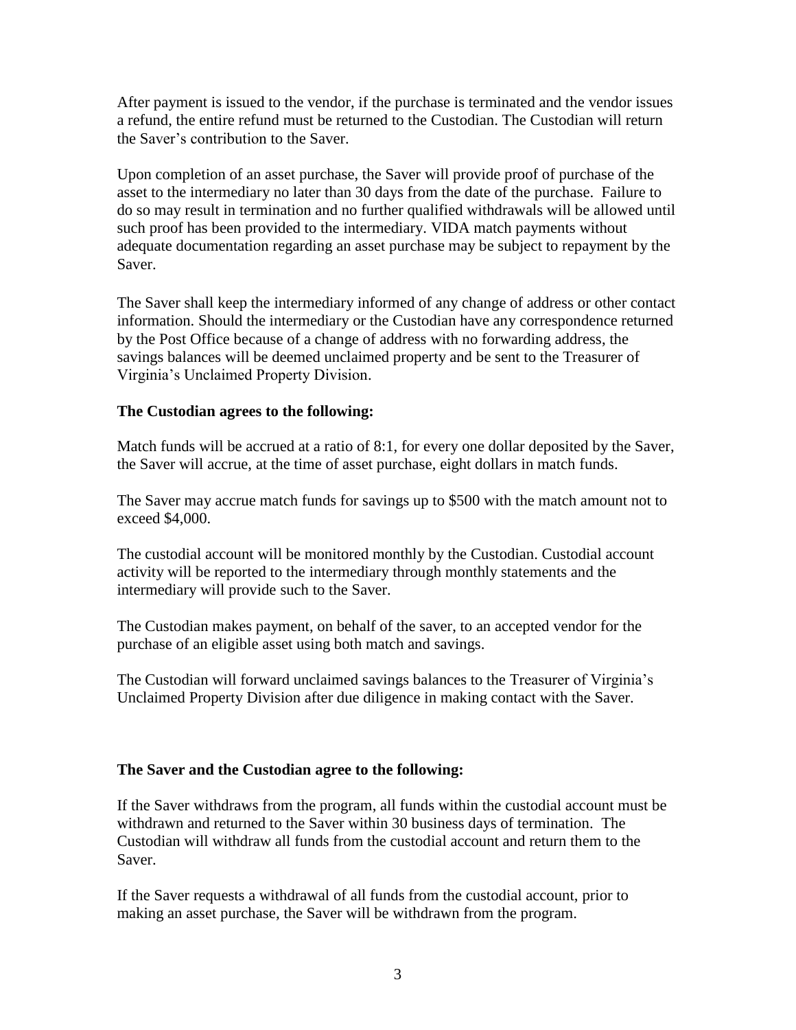After payment is issued to the vendor, if the purchase is terminated and the vendor issues a refund, the entire refund must be returned to the Custodian. The Custodian will return the Saver's contribution to the Saver.

Upon completion of an asset purchase, the Saver will provide proof of purchase of the asset to the intermediary no later than 30 days from the date of the purchase. Failure to do so may result in termination and no further qualified withdrawals will be allowed until such proof has been provided to the intermediary. VIDA match payments without adequate documentation regarding an asset purchase may be subject to repayment by the Saver.

The Saver shall keep the intermediary informed of any change of address or other contact information. Should the intermediary or the Custodian have any correspondence returned by the Post Office because of a change of address with no forwarding address, the savings balances will be deemed unclaimed property and be sent to the Treasurer of Virginia's Unclaimed Property Division.

**The Custodian agrees to the following:**

Match funds will be accrued at a ratio of 8:1, for every one dollar deposited by the Saver, the Saver will accrue, at the time of asset purchase, eight dollars in match funds.

The Saver may accrue match funds for savings up to $500 with the match amount not to exceed $4,000.

The custodial account will be monitored monthly by the Custodian. Custodial account activity will be reported to the intermediary through monthly statements and the intermediary will provide such to the Saver.

The Custodian makes payment, on behalf of the saver, to an accepted vendor for the purchase of an eligible asset using both match and savings.

The Custodian will forward unclaimed savings balances to the Treasurer of Virginia's Unclaimed Property Division after due diligence in making contact with the Saver.

**The Saver and the Custodian agree to the following:**

If the Saver withdraws from the program, all funds within the custodial account must be withdrawn and returned to the Saver within 30 business days of termination. The Custodian will withdraw all funds from the custodial account and return them to the Saver.

If the Saver requests a withdrawal of all funds from the custodial account, prior to making an asset purchase, the Saver will be withdrawn from the program.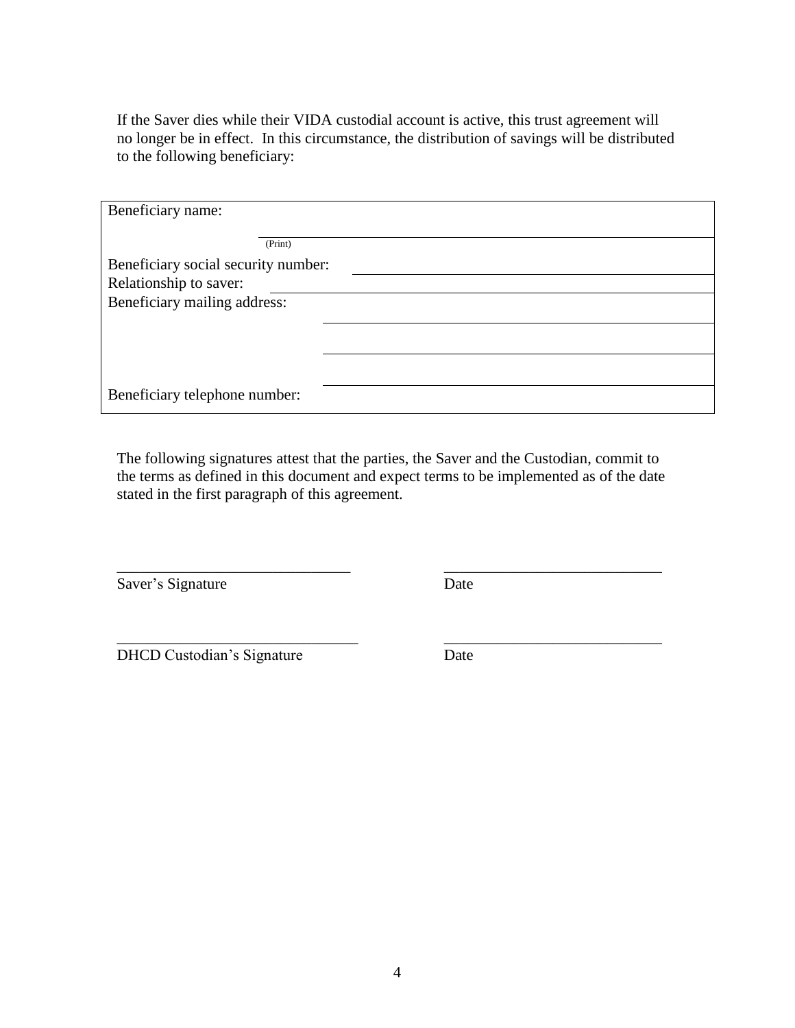If the Saver dies while their VIDA custodial account is active, this trust agreement will no longer be in effect. In this circumstance, the distribution of savings will be distributed to the following beneficiary:

| | |
|---|---|
| Beneficiary name: | ________________________ (Print) |
| Beneficiary social security number: | ________________________ |
| Relationship to saver: | ________________________ |
| Beneficiary mailing address: | ________________________<br>________________________<br>________________________ |
| Beneficiary telephone number: | |

The following signatures attest that the parties, the Saver and the Custodian, commit to the terms as defined in this document and expect terms to be implemented as of the date stated in the first paragraph of this agreement.

______________________________ ______________________________
Saver's Signature Date

______________________________ ______________________________
DHCD Custodian's Signature Date